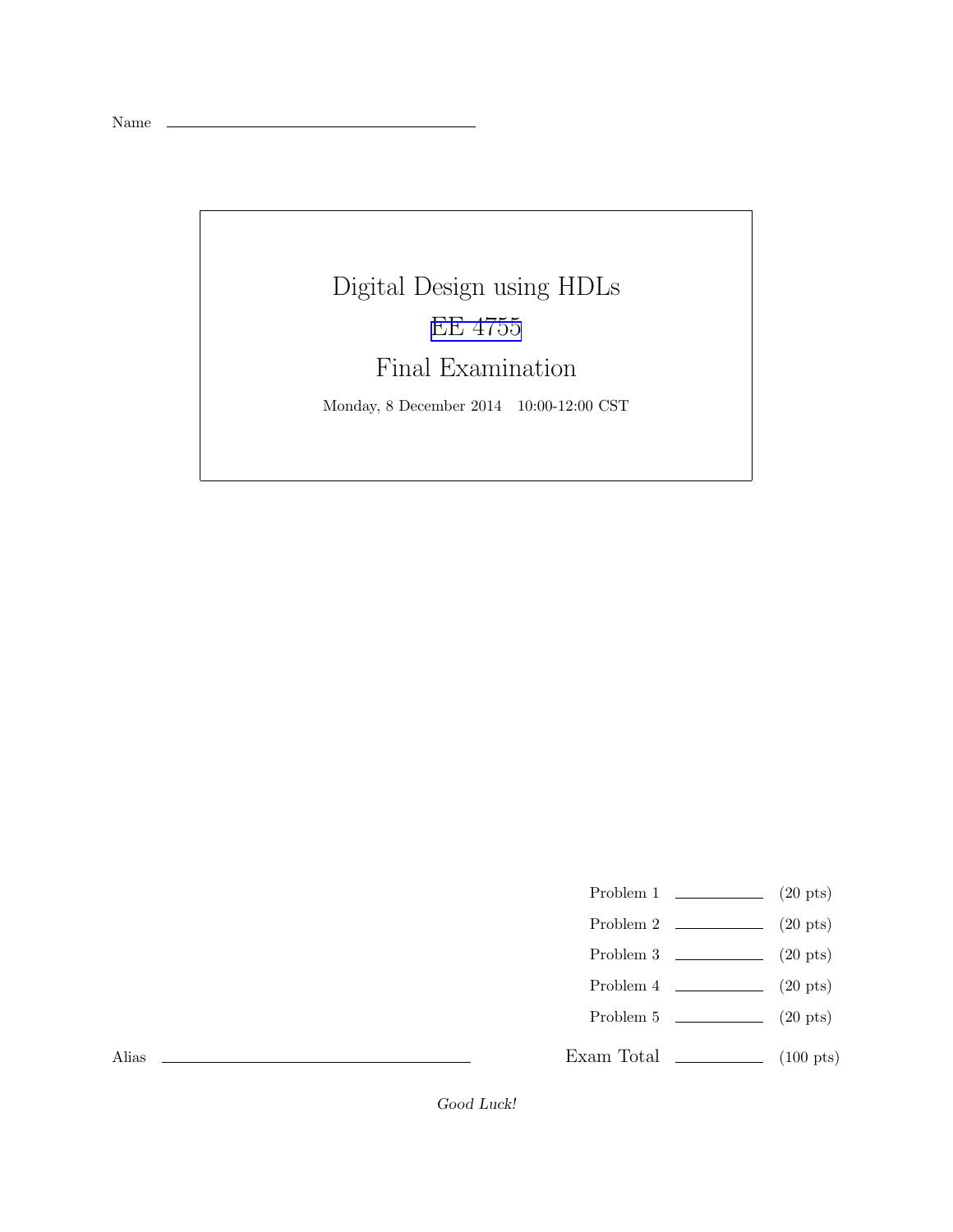Name \_\_\_\_\_\_\_\_\_\_\_\_\_\_\_\_\_\_\_\_\_\_\_\_\_\_\_\_\_\_\_\_

# Digital Design using HDLs

## EE 4755

## Final Examination

Monday, 8 December 2014 10:00-12:00 CST

| | | |
|---|---|---|
| Problem 1 | \_\_\_\_\_\_\_\_\_\_ | (20 pts) |
| Problem 2 | \_\_\_\_\_\_\_\_\_\_ | (20 pts) |
| Problem 3 | \_\_\_\_\_\_\_\_\_\_ | (20 pts) |
| Problem 4 | \_\_\_\_\_\_\_\_\_\_ | (20 pts) |
| Problem 5 | \_\_\_\_\_\_\_\_\_\_ | (20 pts) |
| Exam Total | \_\_\_\_\_\_\_\_\_\_ | (100 pts) |

Alias \_\_\_\_\_\_\_\_\_\_\_\_\_\_\_\_\_\_\_\_\_\_\_\_\_\_\_\_\_\_\_\_

*Good Luck!*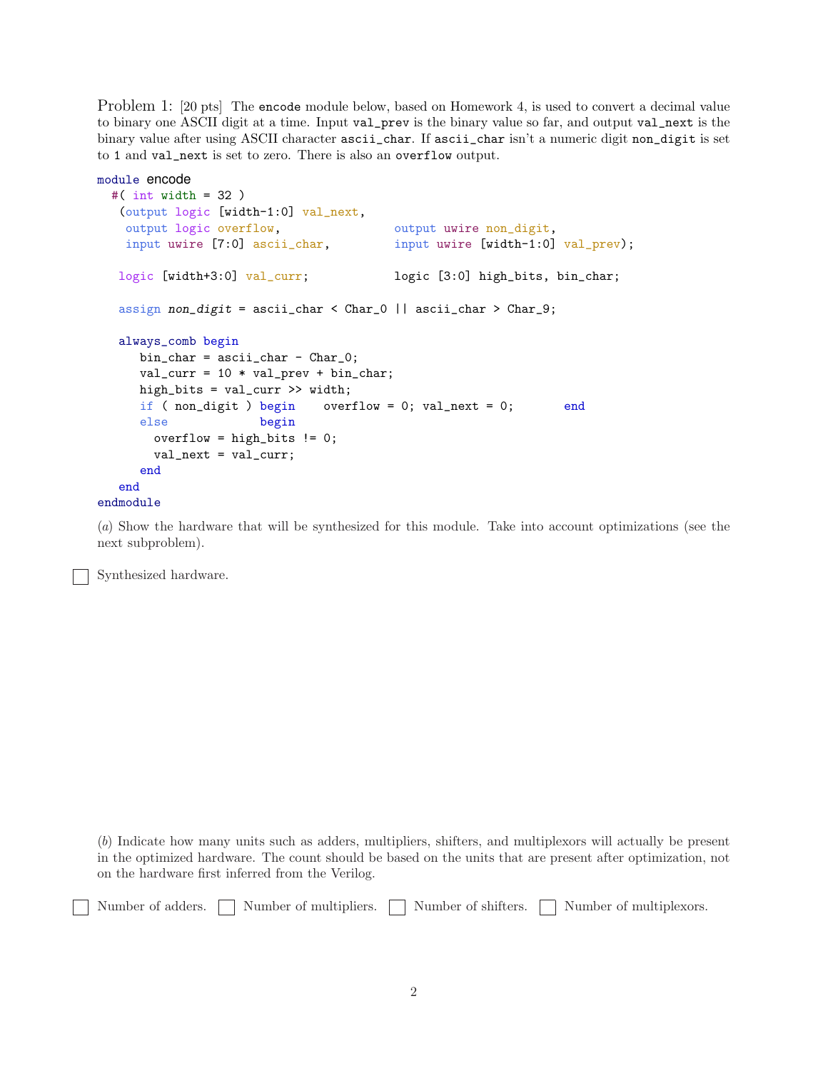Problem 1: [20 pts] The `encode` module below, based on Homework 4, is used to convert a decimal value to binary one ASCII digit at a time. Input `val_prev` is the binary value so far, and output `val_next` is the binary value after using ASCII character `ascii_char`. If `ascii_char` isn't a numeric digit `non_digit` is set to `1` and `val_next` is set to zero. There is also an `overflow` output.

```
module encode
  #( int width = 32 )
   (output logic [width-1:0] val_next,
    output logic overflow,                output uwire non_digit,
    input uwire [7:0] ascii_char,         input uwire [width-1:0] val_prev);

   logic [width+3:0] val_curr;            logic [3:0] high_bits, bin_char;

   assign non_digit = ascii_char < Char_0 || ascii_char > Char_9;

   always_comb begin
      bin_char = ascii_char - Char_0;
      val_curr = 10 * val_prev + bin_char;
      high_bits = val_curr >> width;
      if ( non_digit ) begin    overflow = 0; val_next = 0;       end
      else             begin
        overflow = high_bits != 0;
        val_next = val_curr;
      end
   end
endmodule
```

(*a*) Show the hardware that will be synthesized for this module. Take into account optimizations (see the next subproblem).

☐ Synthesized hardware.

(*b*) Indicate how many units such as adders, multipliers, shifters, and multiplexors will actually be present in the optimized hardware. The count should be based on the units that are present after optimization, not on the hardware first inferred from the Verilog.

☐ Number of adders. ☐ Number of multipliers. ☐ Number of shifters. ☐ Number of multiplexors.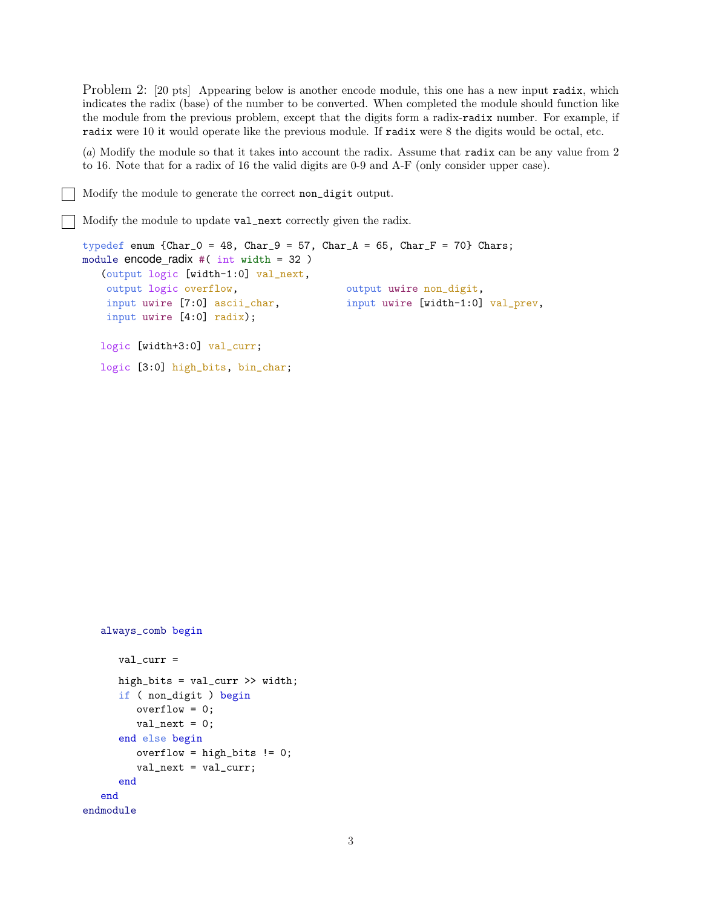Problem 2: [20 pts] Appearing below is another encode module, this one has a new input `radix`, which indicates the radix (base) of the number to be converted. When completed the module should function like the module from the previous problem, except that the digits form a radix-`radix` number. For example, if `radix` were 10 it would operate like the previous module. If `radix` were 8 the digits would be octal, etc.

(*a*) Modify the module so that it takes into account the radix. Assume that `radix` can be any value from 2 to 16. Note that for a radix of 16 the valid digits are 0-9 and A-F (only consider upper case).

☐ Modify the module to generate the correct `non_digit` output.

☐ Modify the module to update `val_next` correctly given the radix.

```
typedef enum {Char_0 = 48, Char_9 = 57, Char_A = 65, Char_F = 70} Chars;
module encode_radix #( int width = 32 )
   (output logic [width-1:0] val_next,
    output logic overflow,                 output uwire non_digit,
    input uwire [7:0] ascii_char,          input uwire [width-1:0] val_prev,
    input uwire [4:0] radix);

   logic [width+3:0] val_curr;

   logic [3:0] high_bits, bin_char;









   always_comb begin

      val_curr =

      high_bits = val_curr >> width;
      if ( non_digit ) begin
         overflow = 0;
         val_next = 0;
      end else begin
         overflow = high_bits != 0;
         val_next = val_curr;
      end
   end
endmodule
```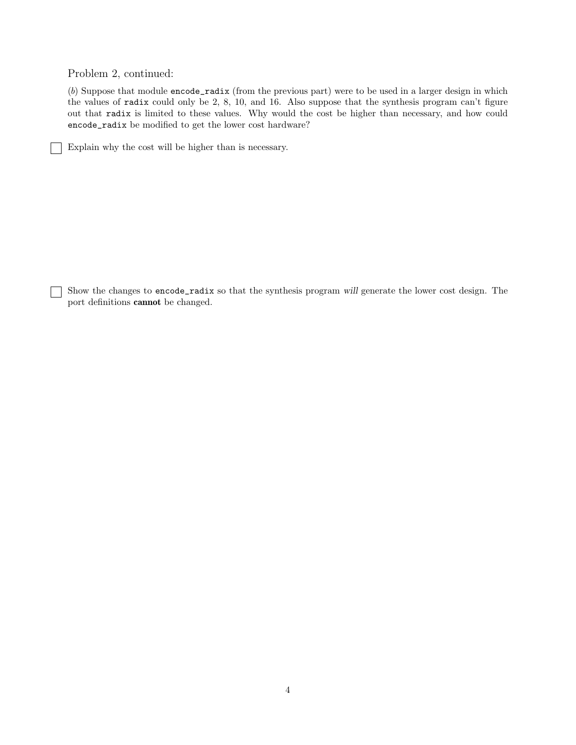Problem 2, continued:

(*b*) Suppose that module `encode_radix` (from the previous part) were to be used in a larger design in which the values of `radix` could only be 2, 8, 10, and 16. Also suppose that the synthesis program can't figure out that `radix` is limited to these values. Why would the cost be higher than necessary, and how could `encode_radix` be modified to get the lower cost hardware?

☐ Explain why the cost will be higher than is necessary.

☐ Show the changes to `encode_radix` so that the synthesis program *will* generate the lower cost design. The port definitions **cannot** be changed.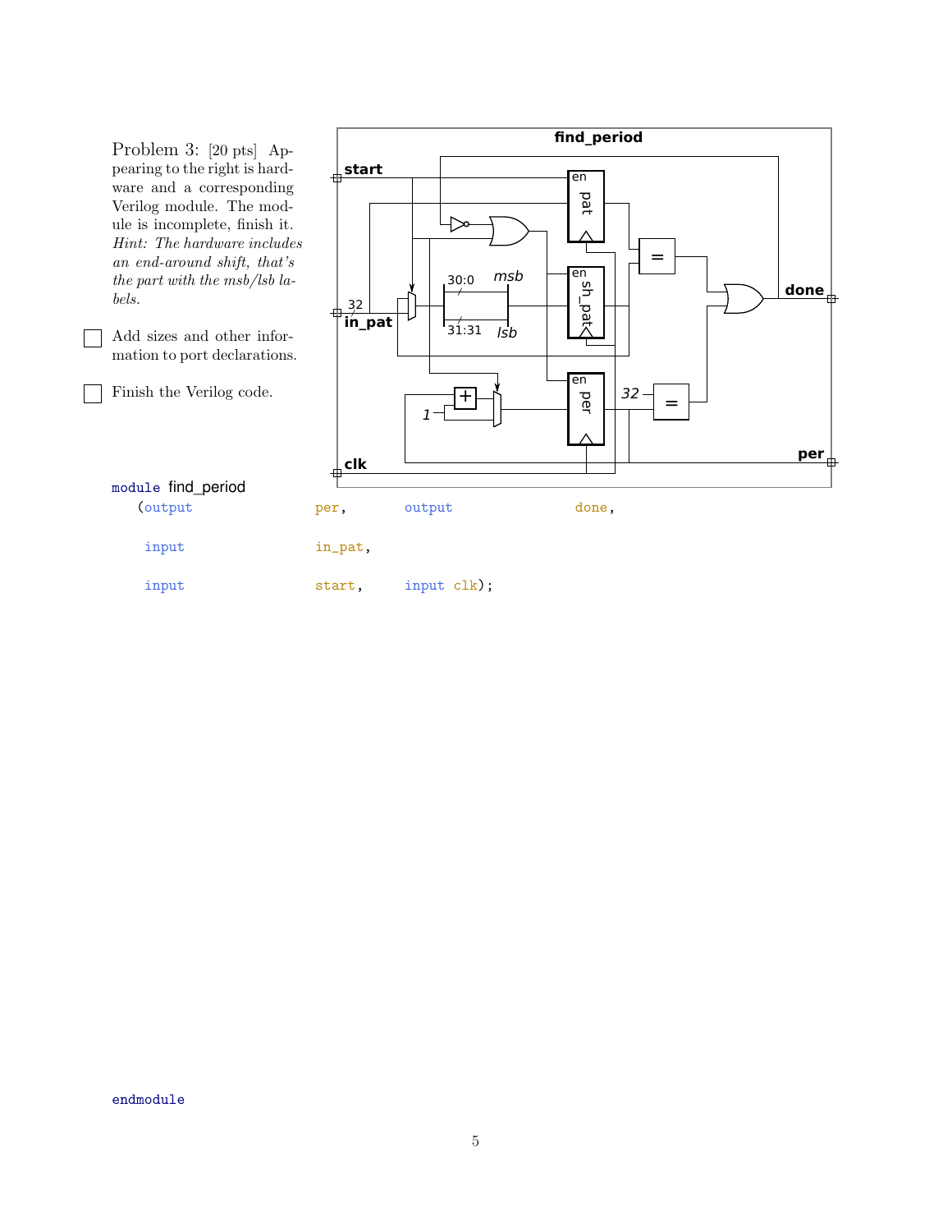Problem 3: [20 pts] Appearing to the right is hardware and a corresponding Verilog module. The module is incomplete, finish it. *Hint: The hardware includes an end-around shift, that's the part with the msb/lsb labels.*

☐ Add sizes and other information to port declarations.

☐ Finish the Verilog code.

```
module find_period
  (output                per,      output                done,

   input                 in_pat,

   input                 start,    input clk);





endmodule
```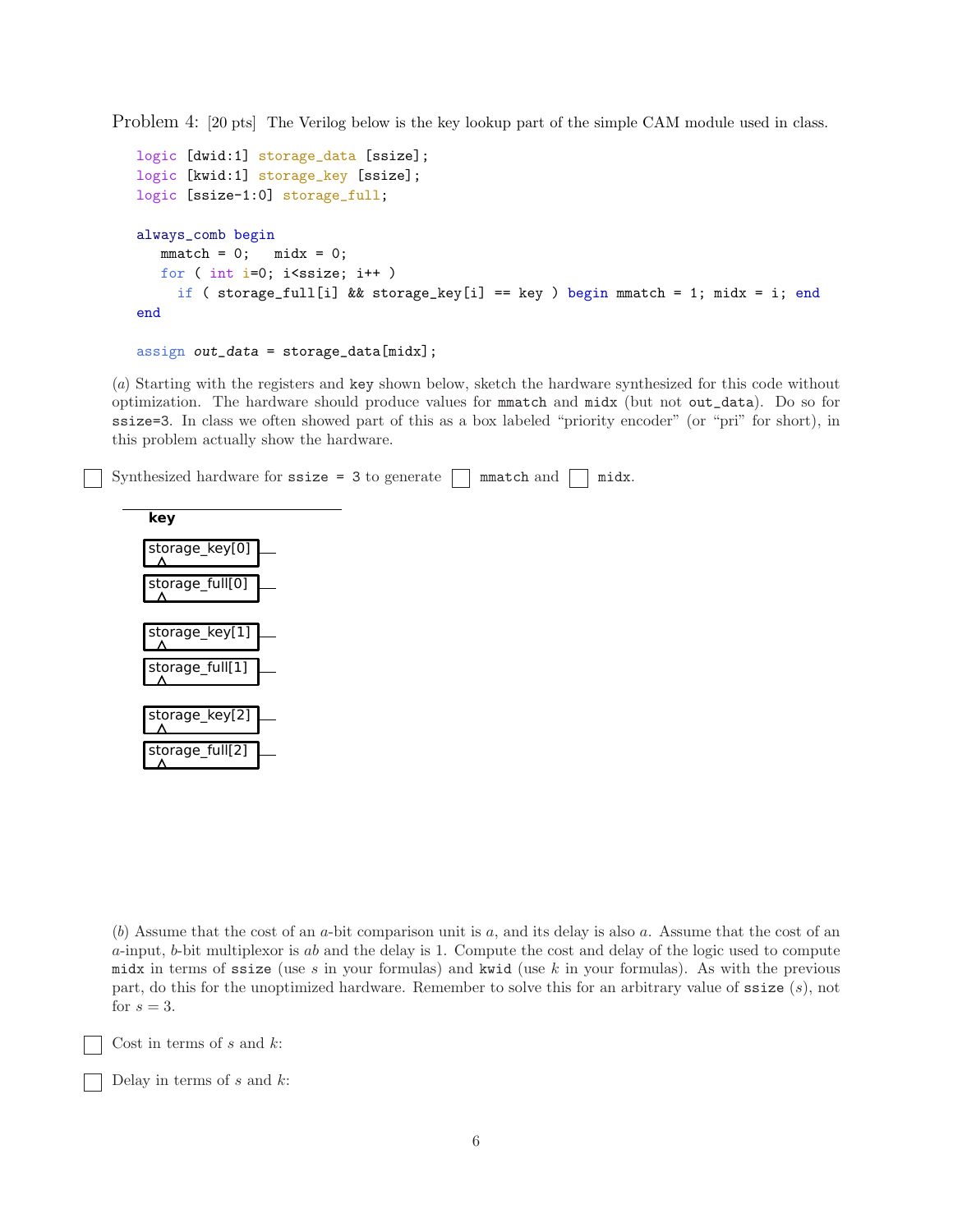Problem 4: [20 pts] The Verilog below is the key lookup part of the simple CAM module used in class.

```
logic [dwid:1] storage_data [ssize];
logic [kwid:1] storage_key [ssize];
logic [ssize-1:0] storage_full;

always_comb begin
   mmatch = 0;   midx = 0;
   for ( int i=0; i<ssize; i++ )
     if ( storage_full[i] && storage_key[i] == key ) begin mmatch = 1; midx = i; end
end

assign out_data = storage_data[midx];
```

(*a*) Starting with the registers and key shown below, sketch the hardware synthesized for this code without optimization. The hardware should produce values for mmatch and midx (but not out_data). Do so for ssize=3. In class we often showed part of this as a box labeled "priority encoder" (or "pri" for short), in this problem actually show the hardware.

☐ Synthesized hardware for ssize = 3 to generate ☐ mmatch and ☐ midx.

**key**

storage_key[0]

storage_full[0]

storage_key[1]

storage_full[1]

storage_key[2]

storage_full[2]

(*b*) Assume that the cost of an $a$-bit comparison unit is $a$, and its delay is also $a$. Assume that the cost of an $a$-input, $b$-bit multiplexor is $ab$ and the delay is 1. Compute the cost and delay of the logic used to compute midx in terms of ssize (use $s$ in your formulas) and kwid (use $k$ in your formulas). As with the previous part, do this for the unoptimized hardware. Remember to solve this for an arbitrary value of ssize ($s$), not for $s = 3$.

☐ Cost in terms of $s$ and $k$:

☐ Delay in terms of $s$ and $k$: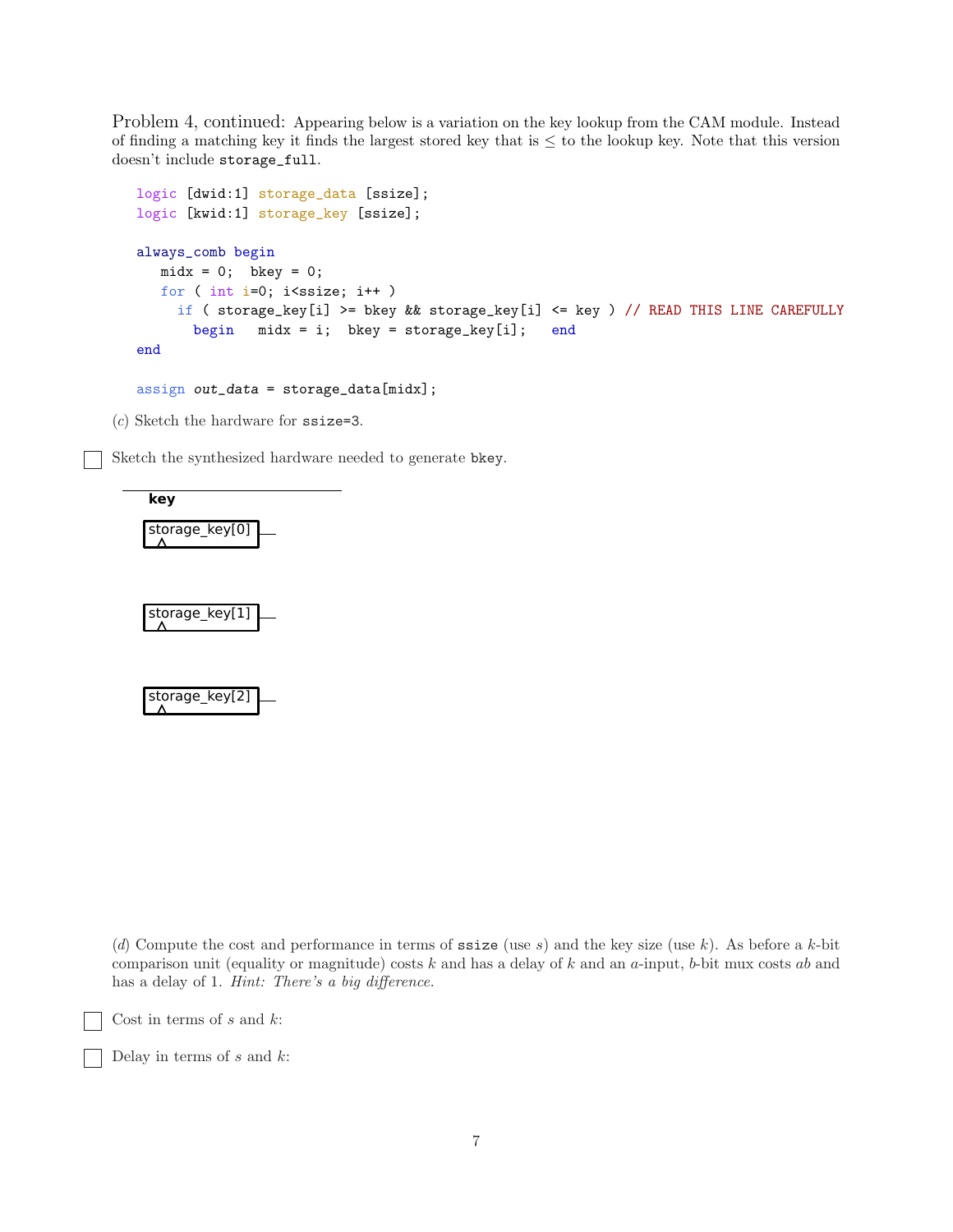Problem 4, continued: Appearing below is a variation on the key lookup from the CAM module. Instead of finding a matching key it finds the largest stored key that is $\leq$ to the lookup key. Note that this version doesn't include `storage_full`.

```
logic [dwid:1] storage_data [ssize];
logic [kwid:1] storage_key [ssize];

always_comb begin
   midx = 0;  bkey = 0;
   for ( int i=0; i<ssize; i++ )
     if ( storage_key[i] >= bkey && storage_key[i] <= key ) // READ THIS LINE CAREFULLY
       begin   midx = i;  bkey = storage_key[i];   end
end

assign out_data = storage_data[midx];
```

(*c*) Sketch the hardware for `ssize=3`.

☐ Sketch the synthesized hardware needed to generate `bkey`.

**key**

storage_key[0]

storage_key[1]

storage_key[2]

(*d*) Compute the cost and performance in terms of `ssize` (use $s$) and the key size (use $k$). As before a $k$-bit comparison unit (equality or magnitude) costs $k$ and has a delay of $k$ and an $a$-input, $b$-bit mux costs $ab$ and has a delay of 1. *Hint: There's a big difference.*

☐ Cost in terms of $s$ and $k$:

☐ Delay in terms of $s$ and $k$: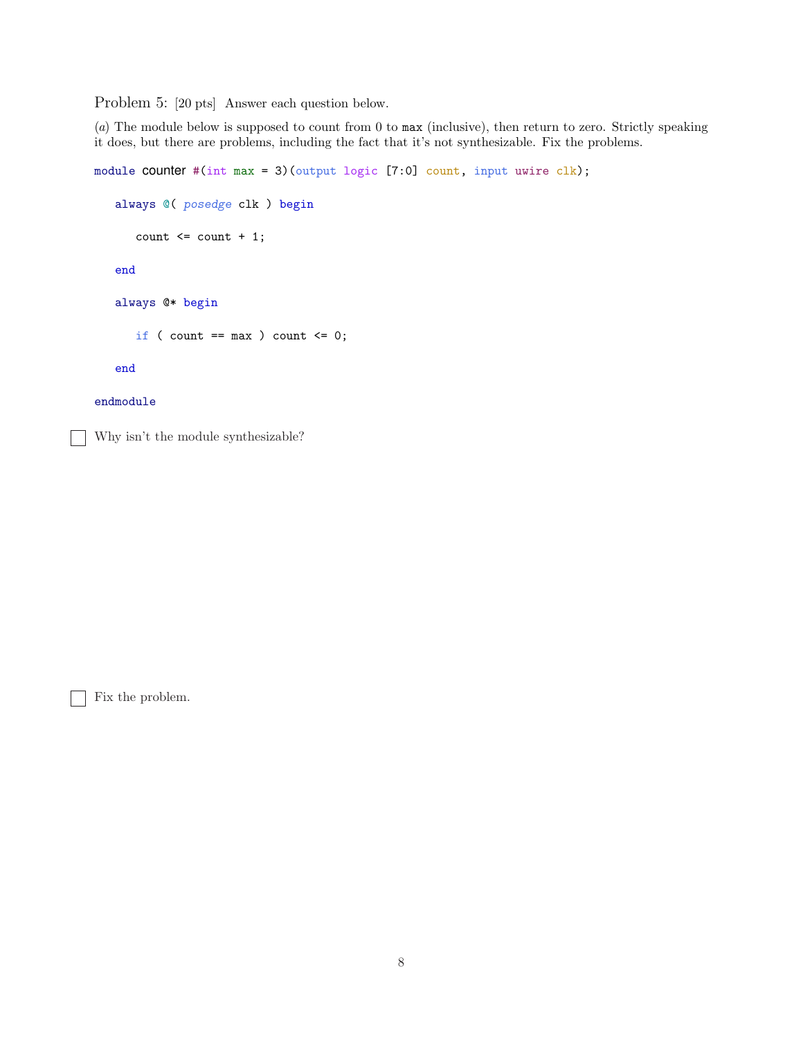Problem 5: [20 pts] Answer each question below.

(*a*) The module below is supposed to count from 0 to `max` (inclusive), then return to zero. Strictly speaking it does, but there are problems, including the fact that it's not synthesizable. Fix the problems.

```
module counter #(int max = 3)(output logic [7:0] count, input uwire clk);

   always @( posedge clk ) begin

      count <= count + 1;

   end

   always @* begin

      if ( count == max ) count <= 0;

   end

endmodule
```

☐ Why isn't the module synthesizable?

☐ Fix the problem.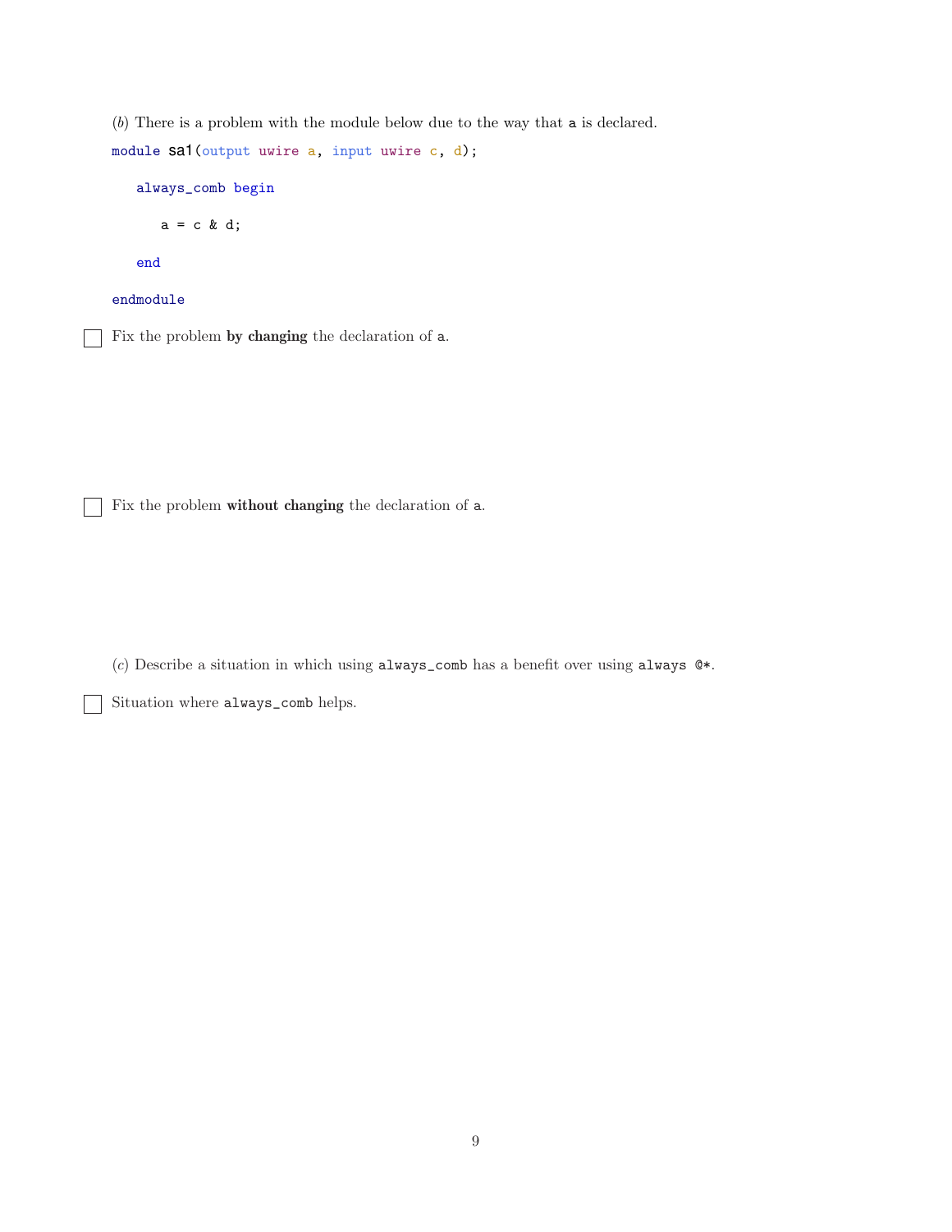(*b*) There is a problem with the module below due to the way that `a` is declared.

```
module sa1(output uwire a, input uwire c, d);

   always_comb begin

      a = c & d;

   end

endmodule
```

☐ Fix the problem **by changing** the declaration of `a`.

☐ Fix the problem **without changing** the declaration of `a`.

(*c*) Describe a situation in which using `always_comb` has a benefit over using `always @*`.

☐ Situation where `always_comb` helps.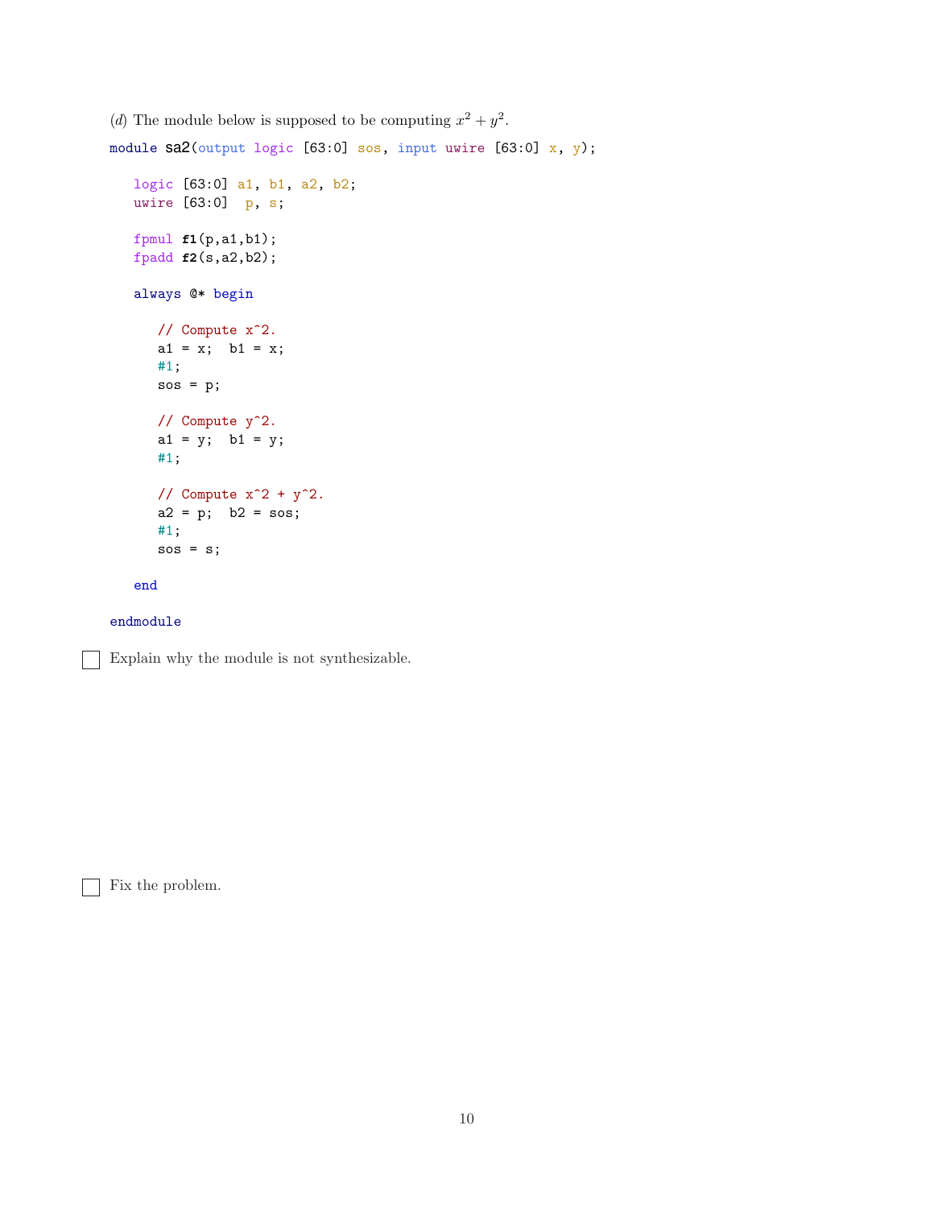(*d*) The module below is supposed to be computing $x^2 + y^2$.

```
module sa2(output logic [63:0] sos, input uwire [63:0] x, y);

   logic [63:0] a1, b1, a2, b2;
   uwire [63:0]  p, s;

   fpmul f1(p,a1,b1);
   fpadd f2(s,a2,b2);

   always @* begin

      // Compute x^2.
      a1 = x;  b1 = x;
      #1;
      sos = p;

      // Compute y^2.
      a1 = y;  b1 = y;
      #1;

      // Compute x^2 + y^2.
      a2 = p;  b2 = sos;
      #1;
      sos = s;

   end

endmodule
```

☐ Explain why the module is not synthesizable.

☐ Fix the problem.